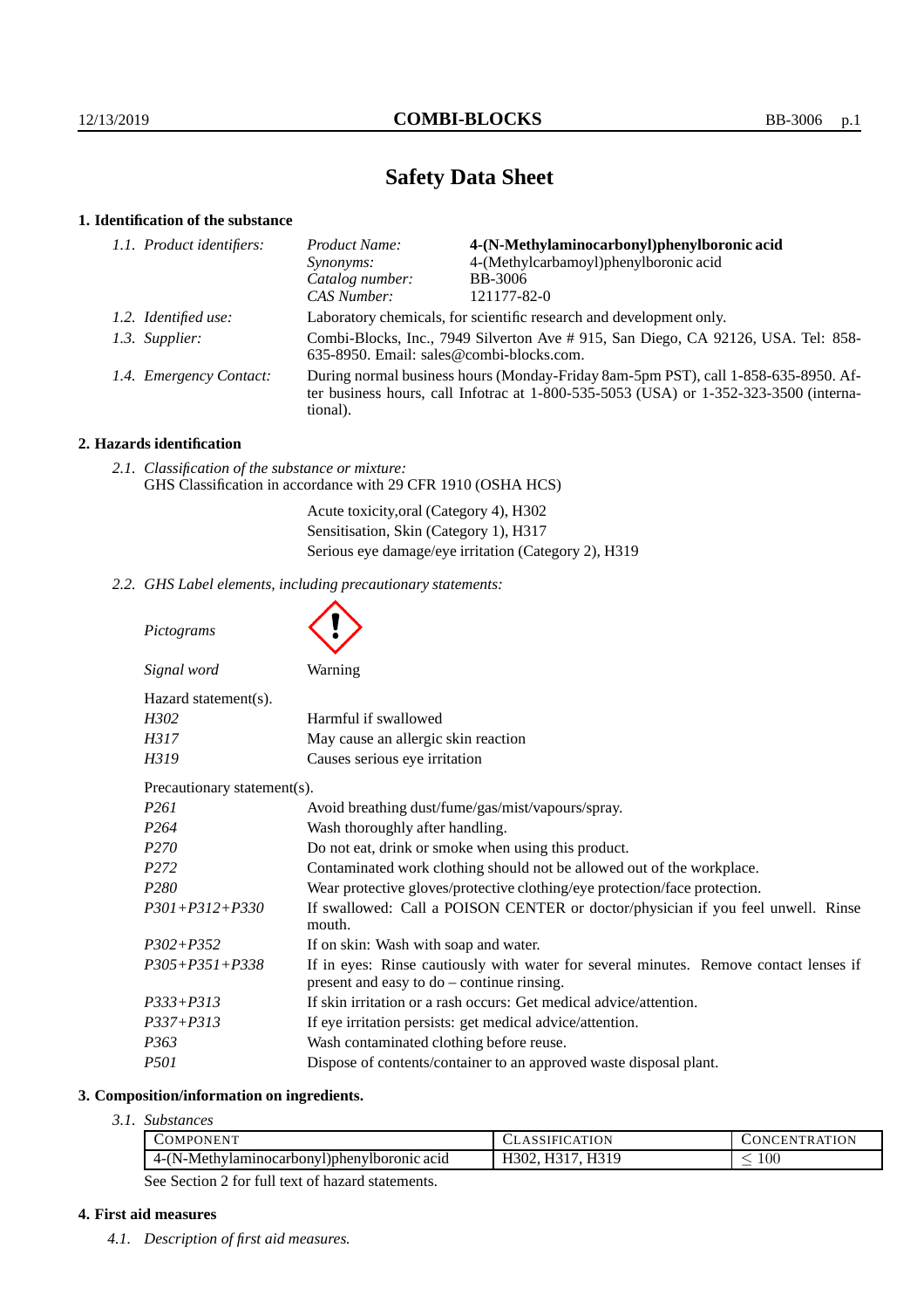# Safety Data Sheet

## 1. Identification of the substance

*1.1. Product identifiers:*

| | |
|---|---|
| *Product Name:* | **4-(N-Methylaminocarbonyl)phenylboronic acid** |
| *Synonyms:* | 4-(Methylcarbamoyl)phenylboronic acid |
| *Catalog number:* | BB-3006 |
| *CAS Number:* | 121177-82-0 |

*1.2. Identified use:* Laboratory chemicals, for scientific research and development only.

*1.3. Supplier:* Combi-Blocks, Inc., 7949 Silverton Ave # 915, San Diego, CA 92126, USA. Tel: 858-635-8950. Email: sales@combi-blocks.com.

*1.4. Emergency Contact:* During normal business hours (Monday-Friday 8am-5pm PST), call 1-858-635-8950. After business hours, call Infotrac at 1-800-535-5053 (USA) or 1-352-323-3500 (international).

## 2. Hazards identification

*2.1. Classification of the substance or mixture:*
GHS Classification in accordance with 29 CFR 1910 (OSHA HCS)

Acute toxicity,oral (Category 4), H302
Sensitisation, Skin (Category 1), H317
Serious eye damage/eye irritation (Category 2), H319

*2.2. GHS Label elements, including precautionary statements:*

*Pictograms*

*Signal word* Warning

Hazard statement(s).

| | |
|---|---|
| *H302* | Harmful if swallowed |
| *H317* | May cause an allergic skin reaction |
| *H319* | Causes serious eye irritation |

Precautionary statement(s).

| | |
|---|---|
| *P261* | Avoid breathing dust/fume/gas/mist/vapours/spray. |
| *P264* | Wash thoroughly after handling. |
| *P270* | Do not eat, drink or smoke when using this product. |
| *P272* | Contaminated work clothing should not be allowed out of the workplace. |
| *P280* | Wear protective gloves/protective clothing/eye protection/face protection. |
| *P301+P312+P330* | If swallowed: Call a POISON CENTER or doctor/physician if you feel unwell. Rinse mouth. |
| *P302+P352* | If on skin: Wash with soap and water. |
| *P305+P351+P338* | If in eyes: Rinse cautiously with water for several minutes. Remove contact lenses if present and easy to do – continue rinsing. |
| *P333+P313* | If skin irritation or a rash occurs: Get medical advice/attention. |
| *P337+P313* | If eye irritation persists: get medical advice/attention. |
| *P363* | Wash contaminated clothing before reuse. |
| *P501* | Dispose of contents/container to an approved waste disposal plant. |

## 3. Composition/information on ingredients.

*3.1. Substances*

| COMPONENT | CLASSIFICATION | CONCENTRATION |
|---|---|---|
| 4-(N-Methylaminocarbonyl)phenylboronic acid | H302, H317, H319 | $\leq 100$ |

See Section 2 for full text of hazard statements.

## 4. First aid measures

*4.1. Description of first aid measures.*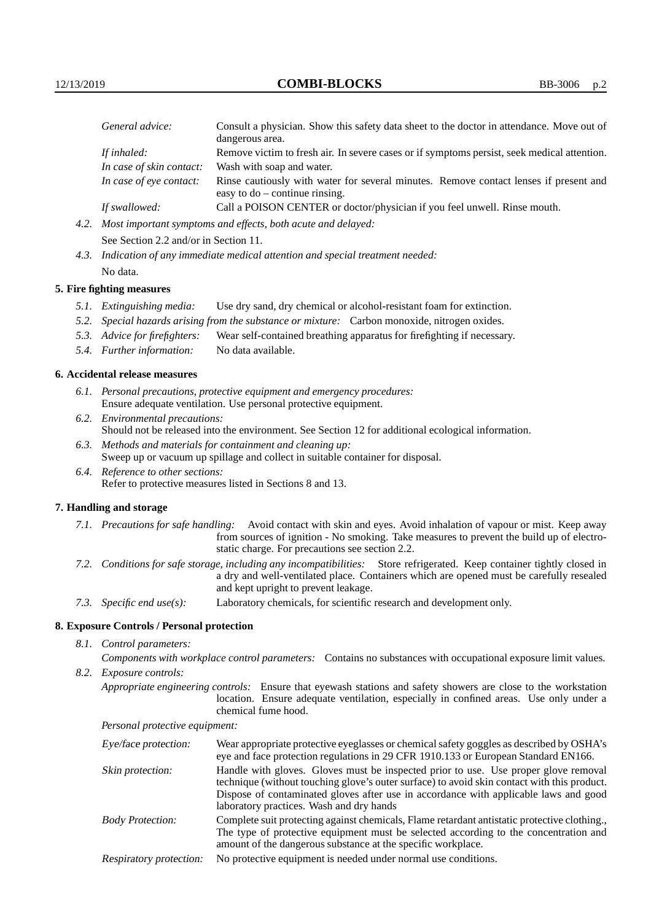| | |
|---|---|
| *General advice:* | Consult a physician. Show this safety data sheet to the doctor in attendance. Move out of dangerous area. |
| *If inhaled:* | Remove victim to fresh air. In severe cases or if symptoms persist, seek medical attention. |
| *In case of skin contact:* | Wash with soap and water. |
| *In case of eye contact:* | Rinse cautiously with water for several minutes. Remove contact lenses if present and easy to do – continue rinsing. |
| *If swallowed:* | Call a POISON CENTER or doctor/physician if you feel unwell. Rinse mouth. |

*4.2. Most important symptoms and effects, both acute and delayed:*

See Section 2.2 and/or in Section 11.

*4.3. Indication of any immediate medical attention and special treatment needed:*

No data.

## 5. Fire fighting measures

*5.1. Extinguishing media:* Use dry sand, dry chemical or alcohol-resistant foam for extinction.

*5.2. Special hazards arising from the substance or mixture:* Carbon monoxide, nitrogen oxides.

*5.3. Advice for firefighters:* Wear self-contained breathing apparatus for firefighting if necessary.

*5.4. Further information:* No data available.

## 6. Accidental release measures

*6.1. Personal precautions, protective equipment and emergency procedures:*
Ensure adequate ventilation. Use personal protective equipment.

*6.2. Environmental precautions:*
Should not be released into the environment. See Section 12 for additional ecological information.

*6.3. Methods and materials for containment and cleaning up:*
Sweep up or vacuum up spillage and collect in suitable container for disposal.

*6.4. Reference to other sections:*
Refer to protective measures listed in Sections 8 and 13.

## 7. Handling and storage

*7.1. Precautions for safe handling:* Avoid contact with skin and eyes. Avoid inhalation of vapour or mist. Keep away from sources of ignition - No smoking. Take measures to prevent the build up of electrostatic charge. For precautions see section 2.2.

*7.2. Conditions for safe storage, including any incompatibilities:* Store refrigerated. Keep container tightly closed in a dry and well-ventilated place. Containers which are opened must be carefully resealed and kept upright to prevent leakage.

*7.3. Specific end use(s):* Laboratory chemicals, for scientific research and development only.

## 8. Exposure Controls / Personal protection

*8.1. Control parameters:*

*Components with workplace control parameters:* Contains no substances with occupational exposure limit values.

*8.2. Exposure controls:*

*Appropriate engineering controls:* Ensure that eyewash stations and safety showers are close to the workstation location. Ensure adequate ventilation, especially in confined areas. Use only under a chemical fume hood.

*Personal protective equipment:*

| | |
|---|---|
| *Eye/face protection:* | Wear appropriate protective eyeglasses or chemical safety goggles as described by OSHA's eye and face protection regulations in 29 CFR 1910.133 or European Standard EN166. |
| *Skin protection:* | Handle with gloves. Gloves must be inspected prior to use. Use proper glove removal technique (without touching glove's outer surface) to avoid skin contact with this product. Dispose of contaminated gloves after use in accordance with applicable laws and good laboratory practices. Wash and dry hands |
| *Body Protection:* | Complete suit protecting against chemicals, Flame retardant antistatic protective clothing., The type of protective equipment must be selected according to the concentration and amount of the dangerous substance at the specific workplace. |
| *Respiratory protection:* | No protective equipment is needed under normal use conditions. |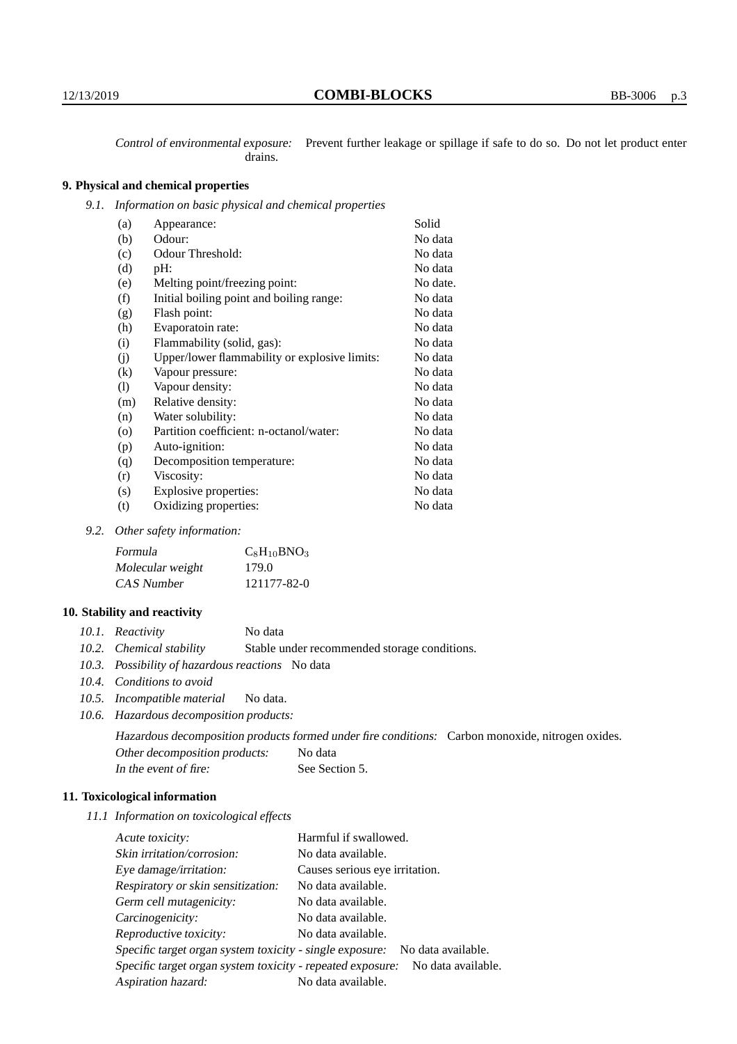*Control of environmental exposure:* Prevent further leakage or spillage if safe to do so. Do not let product enter drains.

## 9. Physical and chemical properties

*9.1. Information on basic physical and chemical properties*

| | | |
|---|---|---|
| (a) | Appearance: | Solid |
| (b) | Odour: | No data |
| (c) | Odour Threshold: | No data |
| (d) | pH: | No data |
| (e) | Melting point/freezing point: | No date. |
| (f) | Initial boiling point and boiling range: | No data |
| (g) | Flash point: | No data |
| (h) | Evaporatoin rate: | No data |
| (i) | Flammability (solid, gas): | No data |
| (j) | Upper/lower flammability or explosive limits: | No data |
| (k) | Vapour pressure: | No data |
| (l) | Vapour density: | No data |
| (m) | Relative density: | No data |
| (n) | Water solubility: | No data |
| (o) | Partition coefficient: n-octanol/water: | No data |
| (p) | Auto-ignition: | No data |
| (q) | Decomposition temperature: | No data |
| (r) | Viscosity: | No data |
| (s) | Explosive properties: | No data |
| (t) | Oxidizing properties: | No data |

*9.2. Other safety information:*

| | |
|---|---|
| *Formula* | $C_8H_{10}BNO_3$ |
| *Molecular weight* | 179.0 |
| *CAS Number* | 121177-82-0 |

## 10. Stability and reactivity

*10.1. Reactivity* No data

*10.2. Chemical stability* Stable under recommended storage conditions.

*10.3. Possibility of hazardous reactions* No data

*10.4. Conditions to avoid*

*10.5. Incompatible material* No data.

*10.6. Hazardous decomposition products:*

*Hazardous decomposition products formed under fire conditions:* Carbon monoxide, nitrogen oxides.

*Other decomposition products:* No data

*In the event of fire:* See Section 5.

## 11. Toxicological information

*11.1 Information on toxicological effects*

| | |
|---|---|
| *Acute toxicity:* | Harmful if swallowed. |
| *Skin irritation/corrosion:* | No data available. |
| *Eye damage/irritation:* | Causes serious eye irritation. |
| *Respiratory or skin sensitization:* | No data available. |
| *Germ cell mutagenicity:* | No data available. |
| *Carcinogenicity:* | No data available. |
| *Reproductive toxicity:* | No data available. |
| *Specific target organ system toxicity - single exposure:* | No data available. |
| *Specific target organ system toxicity - repeated exposure:* | No data available. |
| *Aspiration hazard:* | No data available. |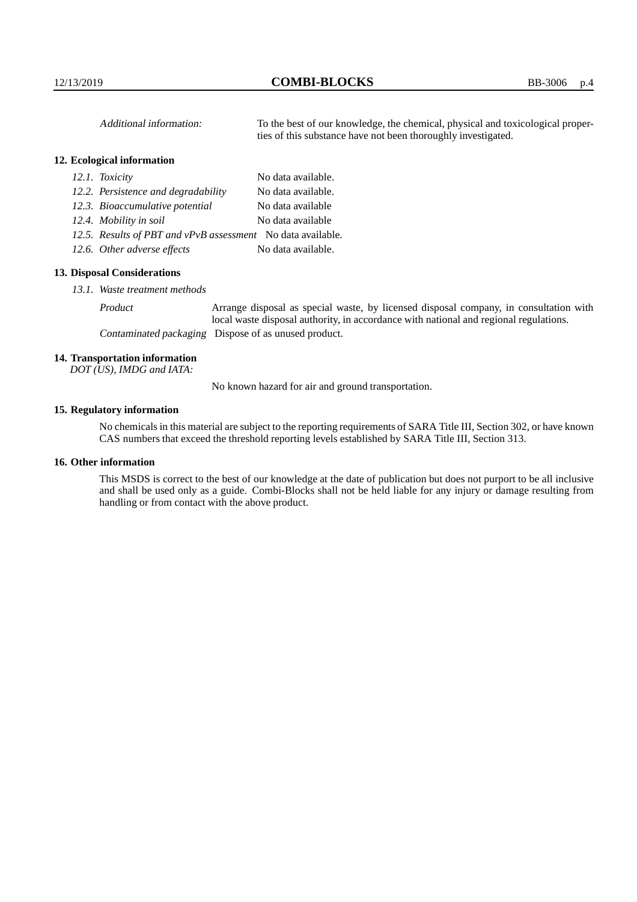*Additional information:* To the best of our knowledge, the chemical, physical and toxicological properties of this substance have not been thoroughly investigated.

## 12. Ecological information

| | |
|---|---|
| *12.1. Toxicity* | No data available. |
| *12.2. Persistence and degradability* | No data available. |
| *12.3. Bioaccumulative potential* | No data available |
| *12.4. Mobility in soil* | No data available |
| *12.5. Results of PBT and vPvB assessment* | No data available. |
| *12.6. Other adverse effects* | No data available. |

## 13. Disposal Considerations

*13.1. Waste treatment methods*

*Product* Arrange disposal as special waste, by licensed disposal company, in consultation with local waste disposal authority, in accordance with national and regional regulations.

*Contaminated packaging* Dispose of as unused product.

## 14. Transportation information

*DOT (US), IMDG and IATA:*

No known hazard for air and ground transportation.

## 15. Regulatory information

No chemicals in this material are subject to the reporting requirements of SARA Title III, Section 302, or have known CAS numbers that exceed the threshold reporting levels established by SARA Title III, Section 313.

## 16. Other information

This MSDS is correct to the best of our knowledge at the date of publication but does not purport to be all inclusive and shall be used only as a guide. Combi-Blocks shall not be held liable for any injury or damage resulting from handling or from contact with the above product.